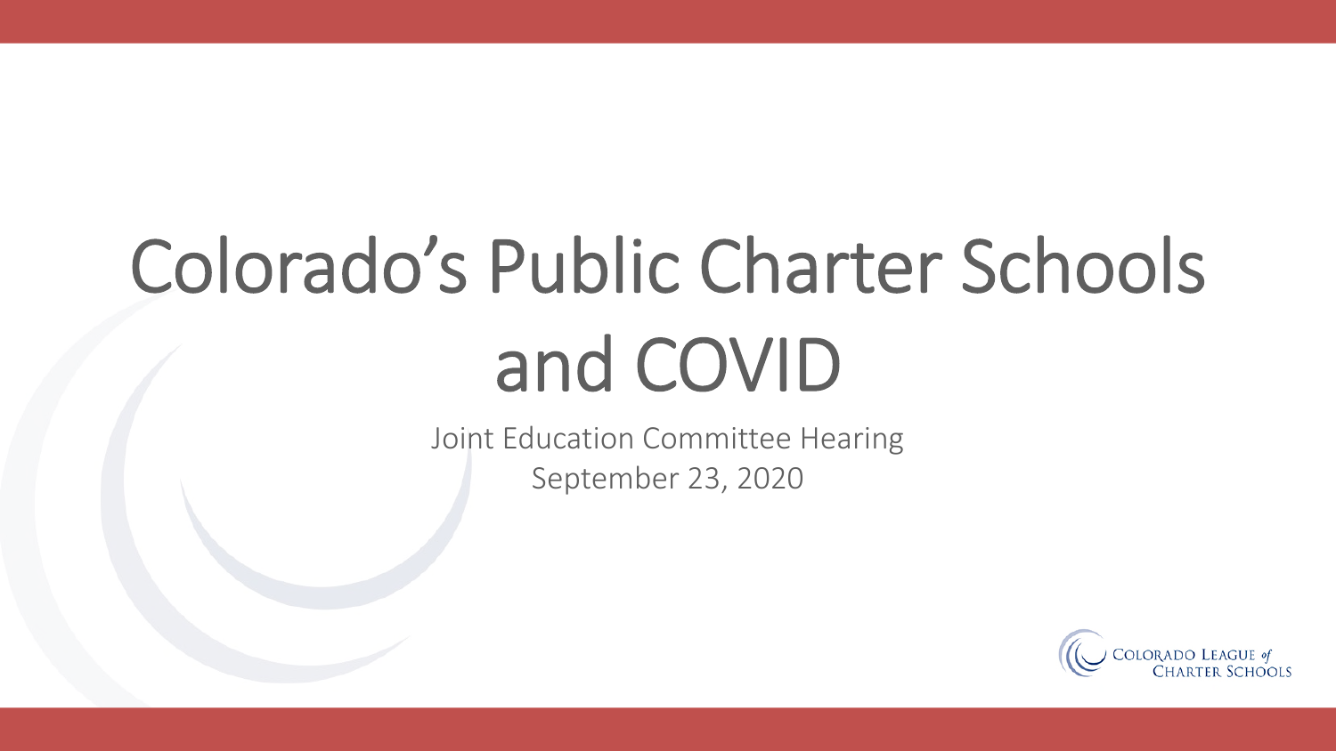# Colorado's Public Charter Schools and COVID

Joint Education Committee Hearing

September 23, 2020

Colorado League *of* Charter Schools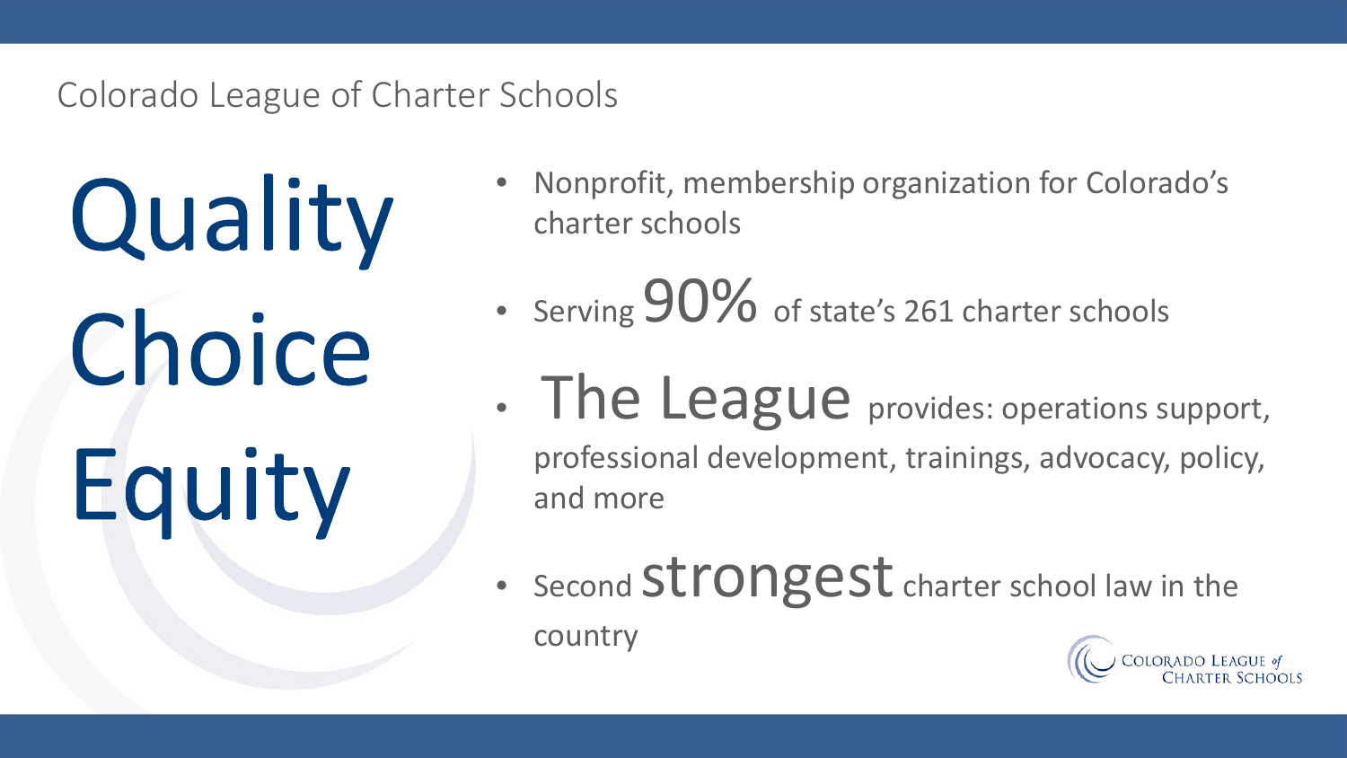## Colorado League of Charter Schools

# Quality

# Choice

# Equity

- Nonprofit, membership organization for Colorado's charter schools
- Serving 90% of state's 261 charter schools
- The League provides: operations support, professional development, trainings, advocacy, policy, and more
- Second strongest charter school law in the country

Colorado League of Charter Schools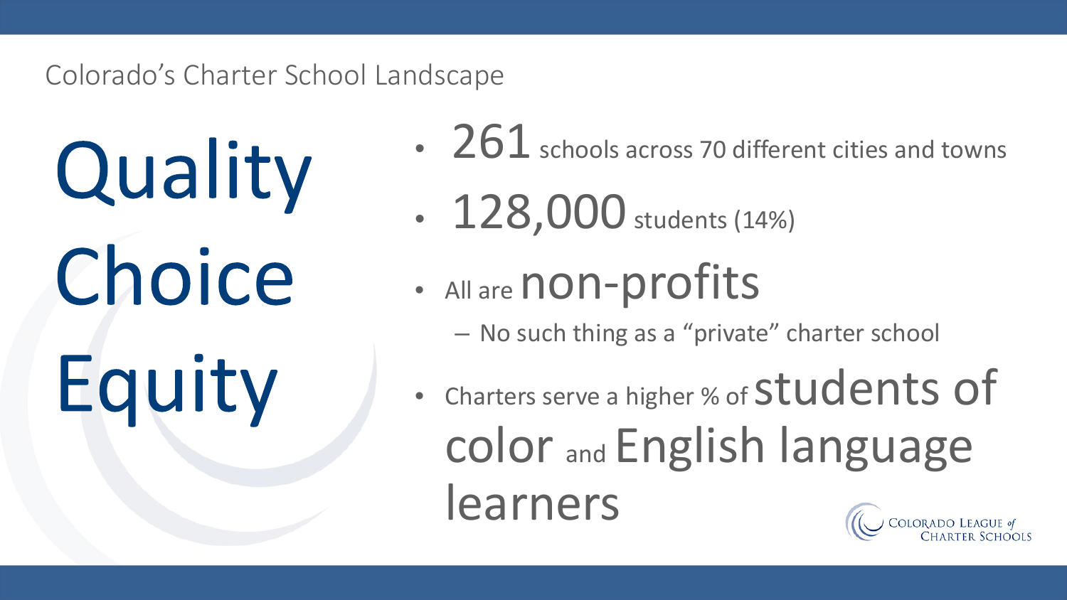## Colorado's Charter School Landscape

# Quality
# Choice
# Equity

- 261 schools across 70 different cities and towns
- 128,000 students (14%)
- All are non-profits
  - No such thing as a "private" charter school
- Charters serve a higher % of students of color and English language learners

Colorado League of Charter Schools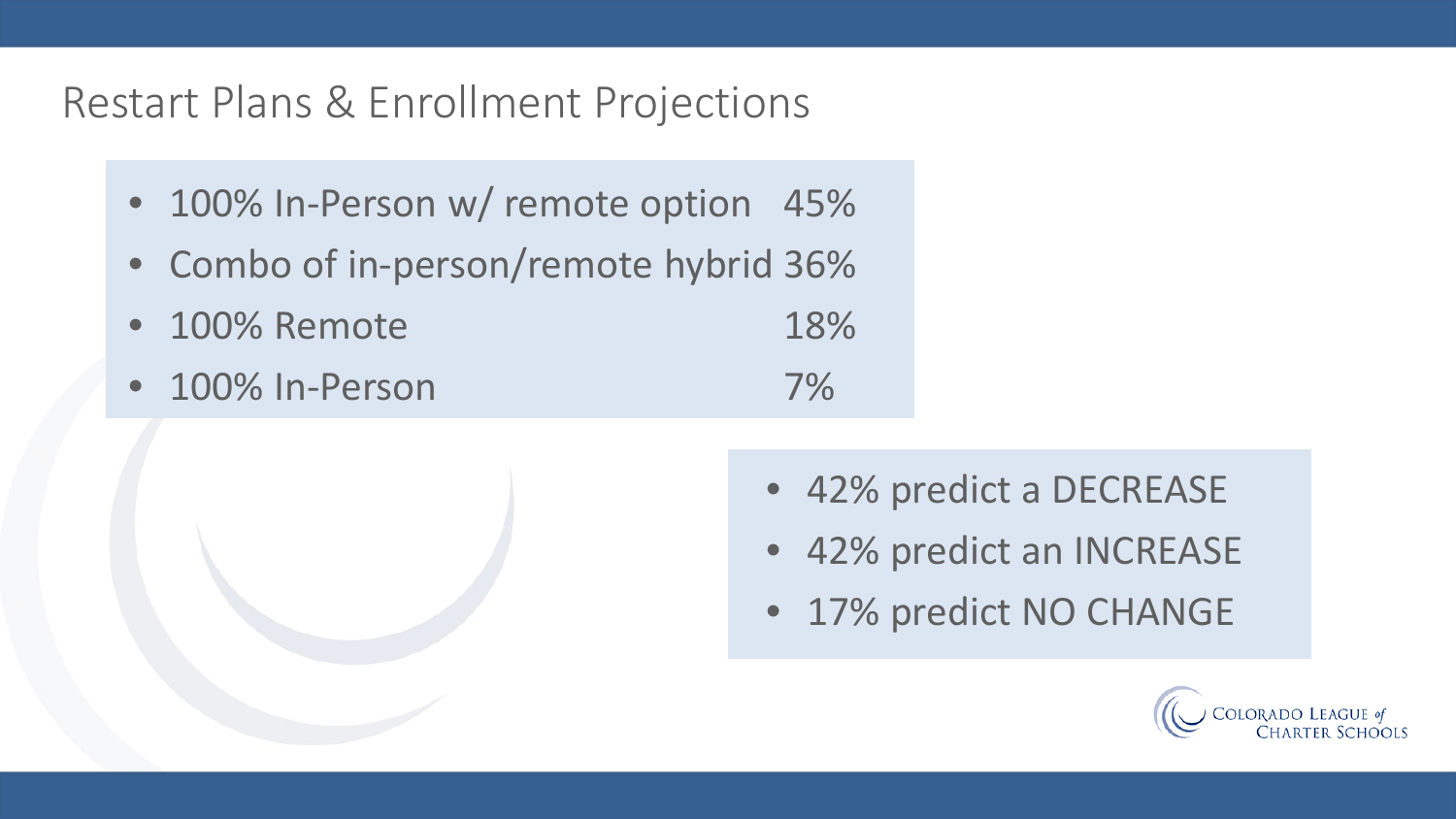# Restart Plans & Enrollment Projections

- 100% In-Person w/ remote option 45%
- Combo of in-person/remote hybrid 36%
- 100% Remote 18%
- 100% In-Person 7%

- 42% predict a DECREASE
- 42% predict an INCREASE
- 17% predict NO CHANGE

Colorado League of Charter Schools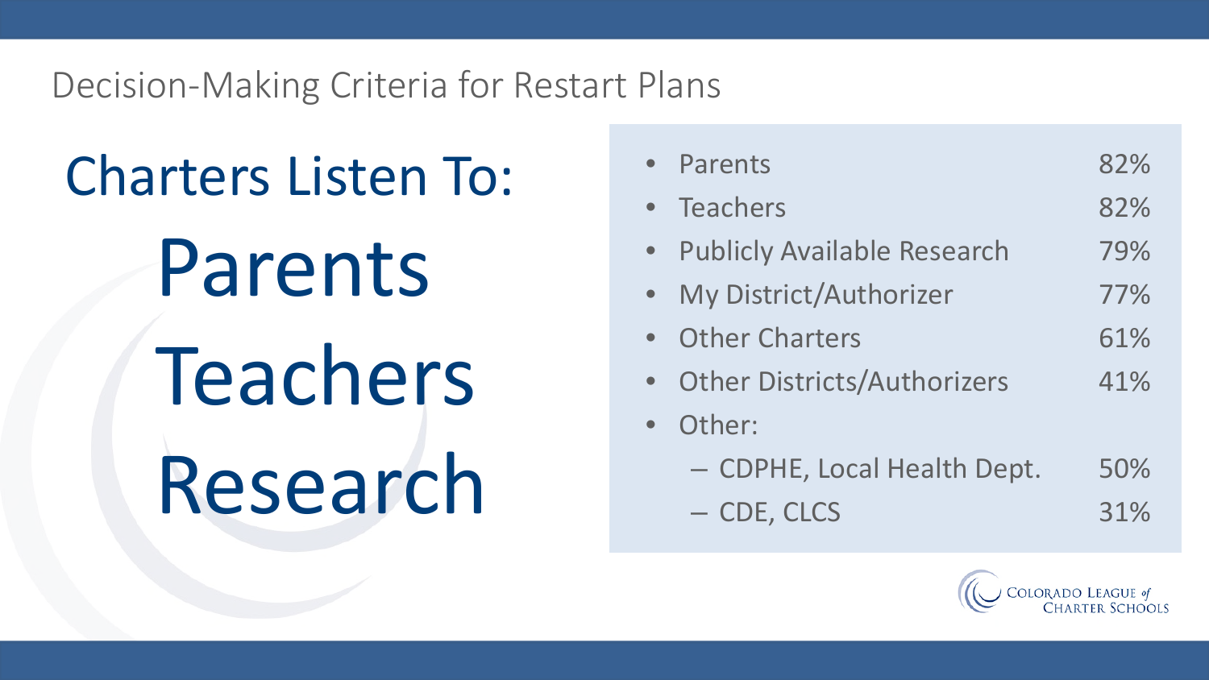# Decision-Making Criteria for Restart Plans

## Charters Listen To:

## Parents

## Teachers

## Research

- Parents 82%
- Teachers 82%
- Publicly Available Research 79%
- My District/Authorizer 77%
- Other Charters 61%
- Other Districts/Authorizers 41%
- Other:
  - CDPHE, Local Health Dept. 50%
  - CDE, CLCS 31%

Colorado League of Charter Schools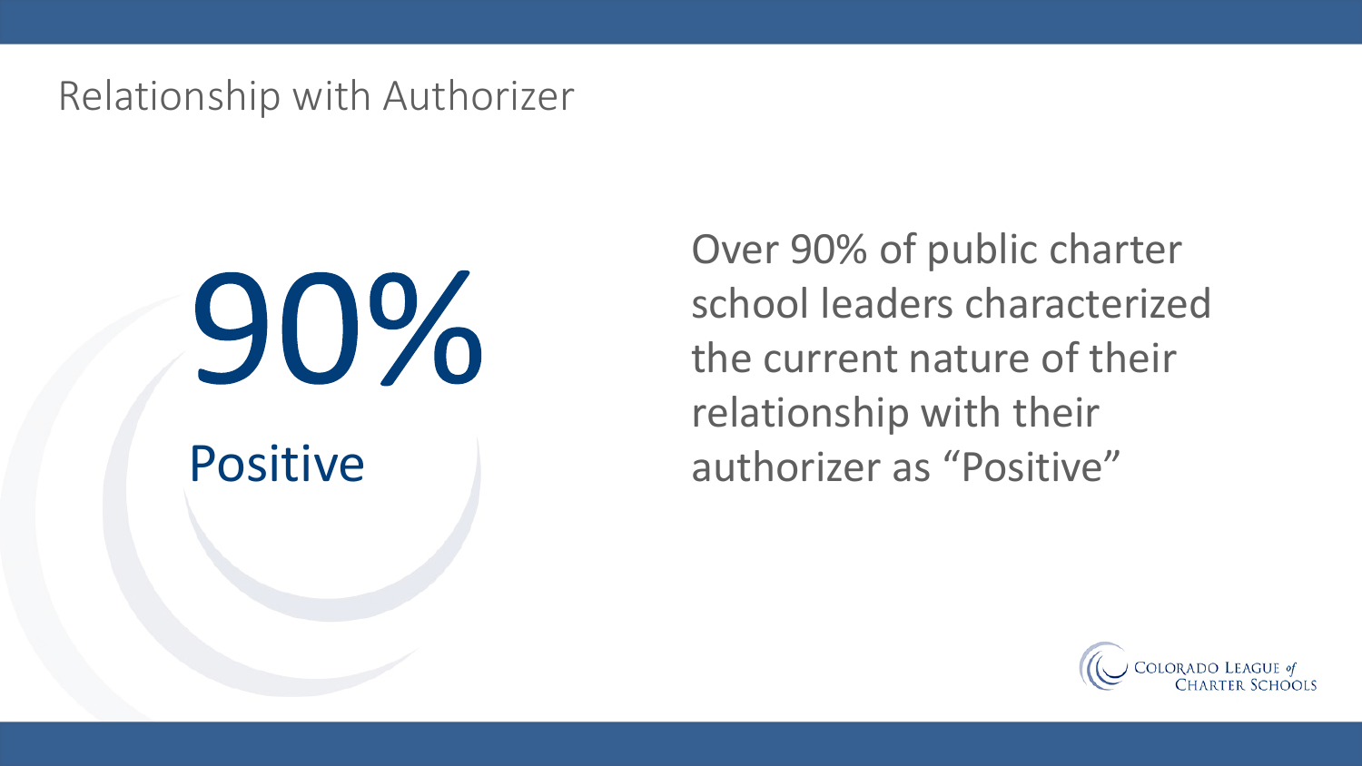# Relationship with Authorizer

**90%**

**Positive**

Over 90% of public charter school leaders characterized the current nature of their relationship with their authorizer as “Positive”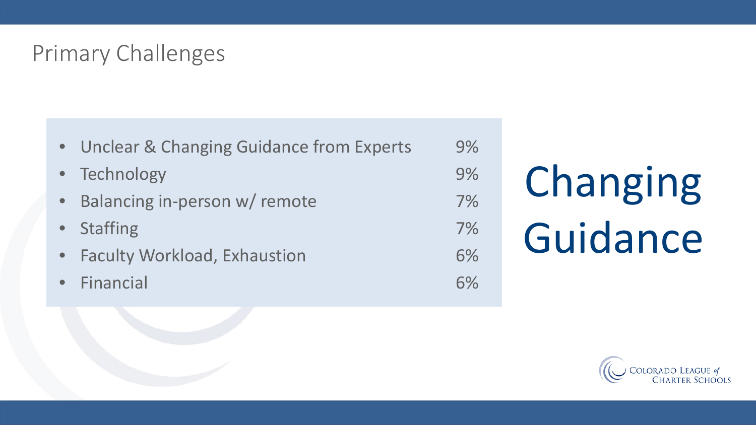# Primary Challenges

| Challenge | Percentage |
| --- | --- |
| Unclear & Changing Guidance from Experts | 9% |
| Technology | 9% |
| Balancing in-person w/ remote | 7% |
| Staffing | 7% |
| Faculty Workload, Exhaustion | 6% |
| Financial | 6% |

## Changing Guidance

Colorado League *of* Charter Schools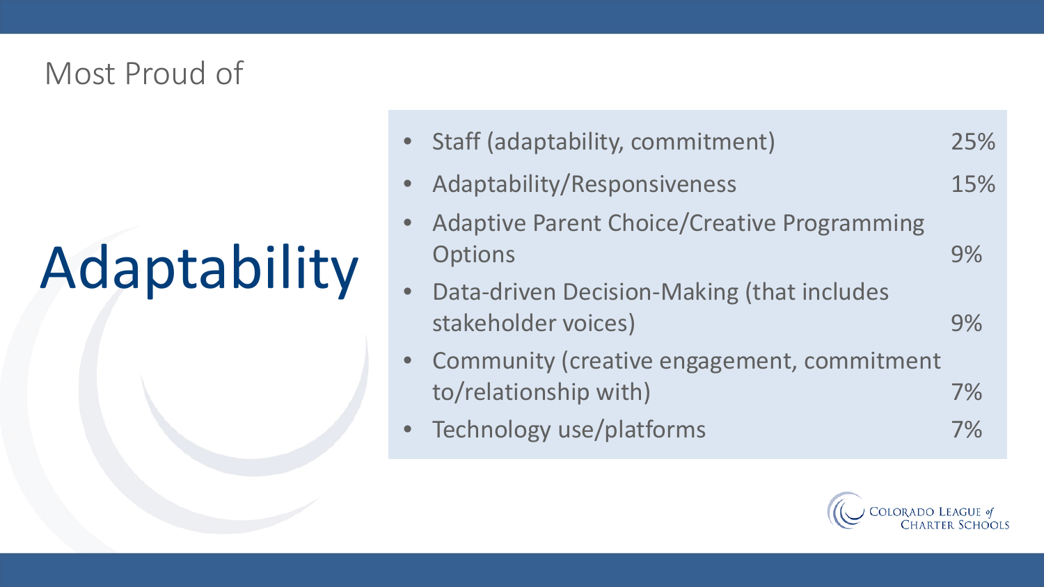## Most Proud of

# Adaptability

- Staff (adaptability, commitment) 25%
- Adaptability/Responsiveness 15%
- Adaptive Parent Choice/Creative Programming Options 9%
- Data-driven Decision-Making (that includes stakeholder voices) 9%
- Community (creative engagement, commitment to/relationship with) 7%
- Technology use/platforms 7%

Colorado League of Charter Schools